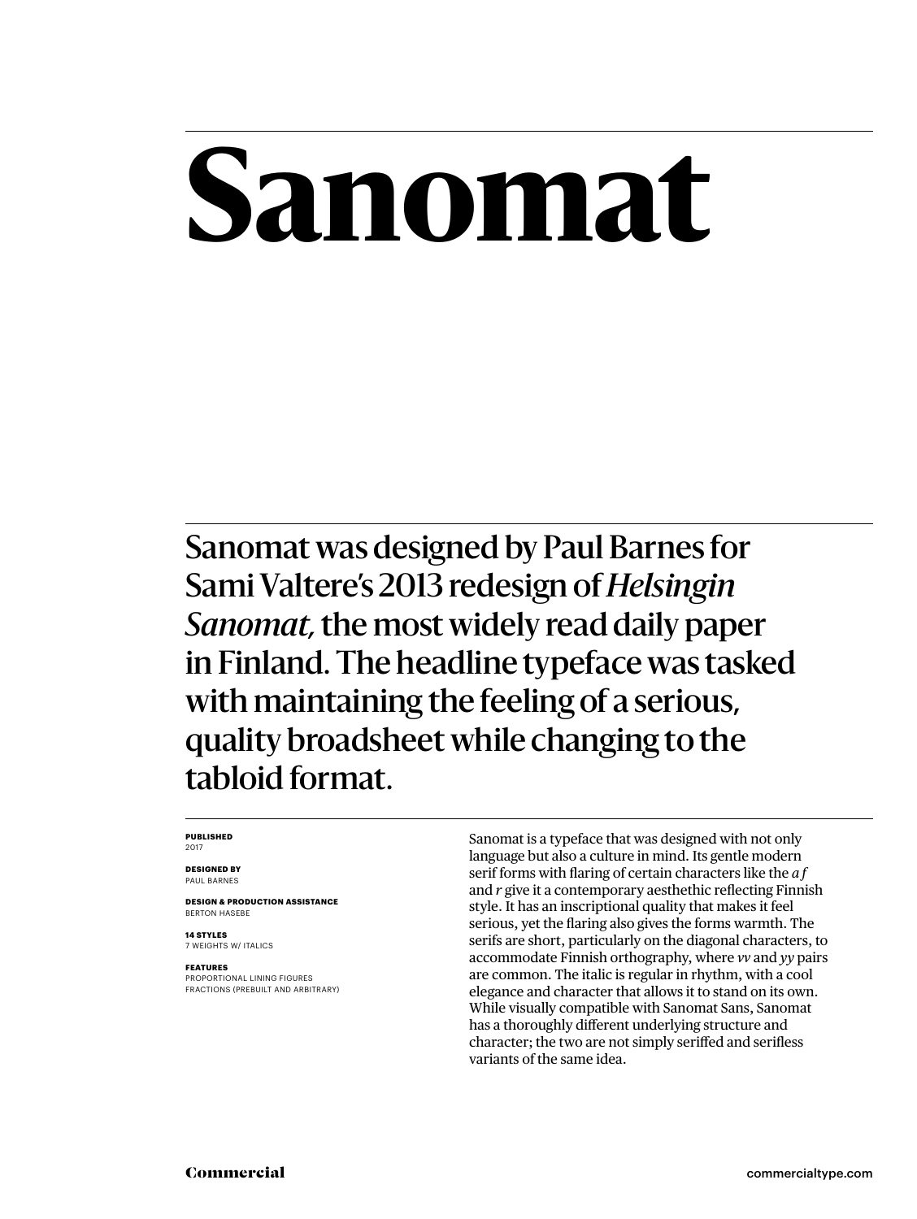# Sanomat

Sanomat was designed by Paul Barnes for Sami Valtere's 2013 redesign of *Helsingin Sanomat,* the most widely read daily paper in Finland. The headline typeface was tasked with maintaining the feeling of a serious, quality broadsheet while changing to the tabloid format.

**PUBLISHED**
2017

**DESIGNED BY**
PAUL BARNES

**DESIGN & PRODUCTION ASSISTANCE**
BERTON HASEBE

**14 STYLES**
7 WEIGHTS W/ ITALICS

**FEATURES**
PROPORTIONAL LINING FIGURES
FRACTIONS (PREBUILT AND ARBITRARY)

Sanomat is a typeface that was designed with not only language but also a culture in mind. Its gentle modern serif forms with flaring of certain characters like the *a f* and *r* give it a contemporary aesthethic reflecting Finnish style. It has an inscriptional quality that makes it feel serious, yet the flaring also gives the forms warmth. The serifs are short, particularly on the diagonal characters, to accommodate Finnish orthography, where *vv* and *yy* pairs are common. The italic is regular in rhythm, with a cool elegance and character that allows it to stand on its own. While visually compatible with Sanomat Sans, Sanomat has a thoroughly different underlying structure and character; the two are not simply seriffed and serifless variants of the same idea.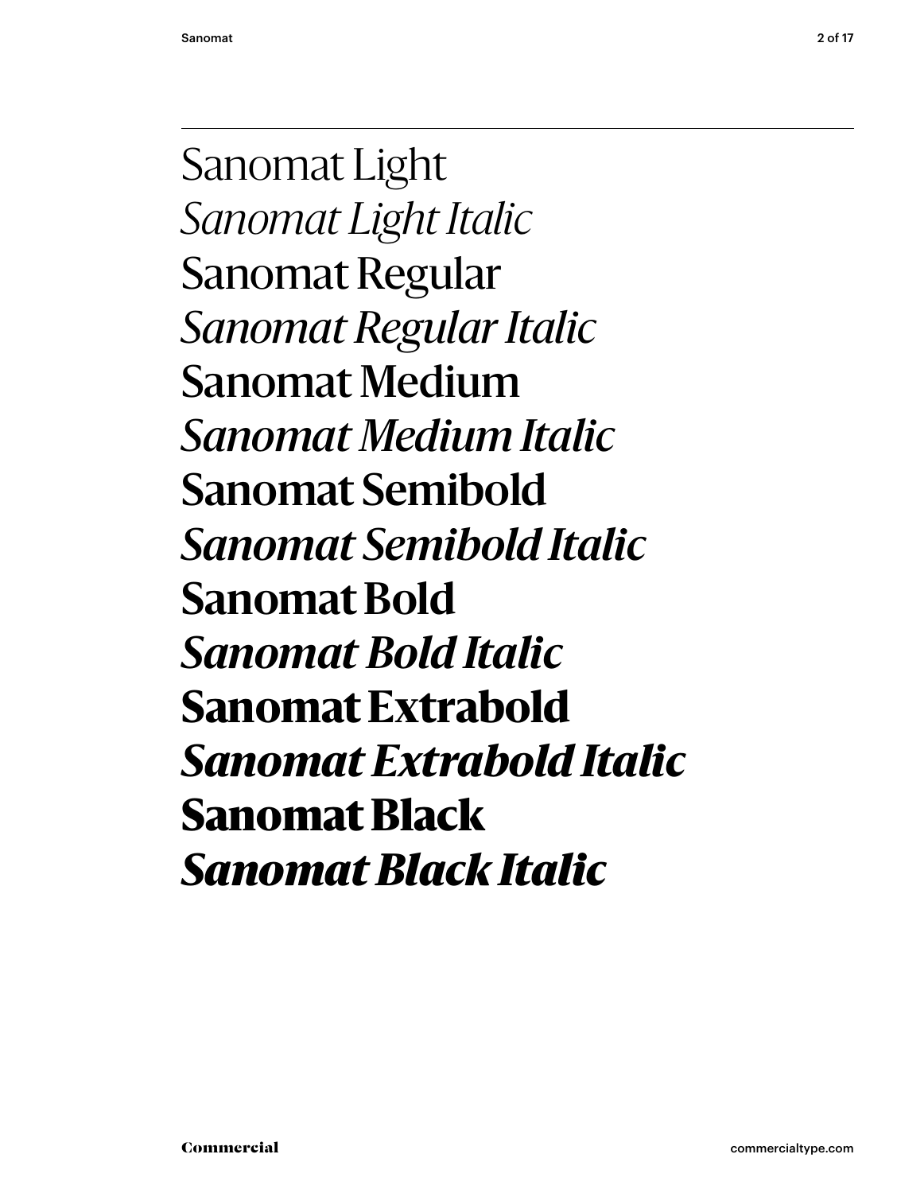Sanomat Light

*Sanomat Light Italic*

Sanomat Regular

*Sanomat Regular Italic*

Sanomat Medium

*Sanomat Medium Italic*

**Sanomat Semibold**

***Sanomat Semibold Italic***

**Sanomat Bold**

***Sanomat Bold Italic***

**Sanomat Extrabold**

***Sanomat Extrabold Italic***

**Sanomat Black**

***Sanomat Black Italic***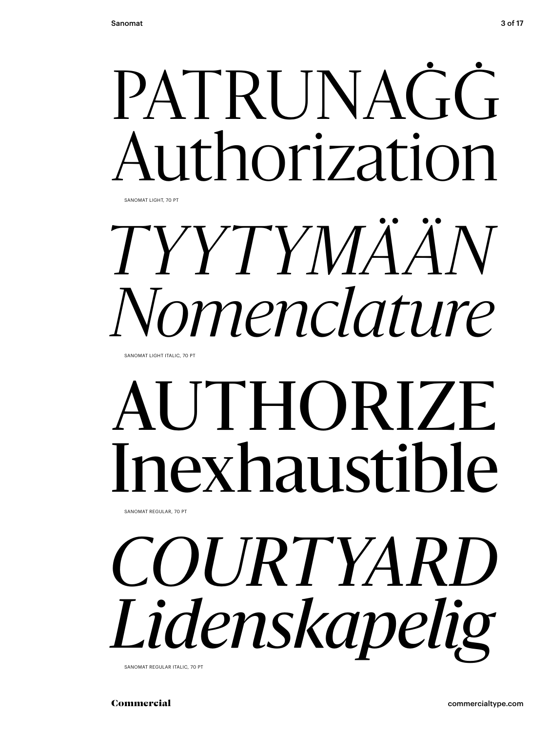PATRUNAĠĠ
Authorization

SANOMAT LIGHT, 70 PT

*TYYTYMÄÄN*
*Nomenclature*

SANOMAT LIGHT ITALIC, 70 PT

AUTHORIZE
Inexhaustible

SANOMAT REGULAR, 70 PT

*COURTYARD*
*Lidenskapelig*

SANOMAT REGULAR ITALIC, 70 PT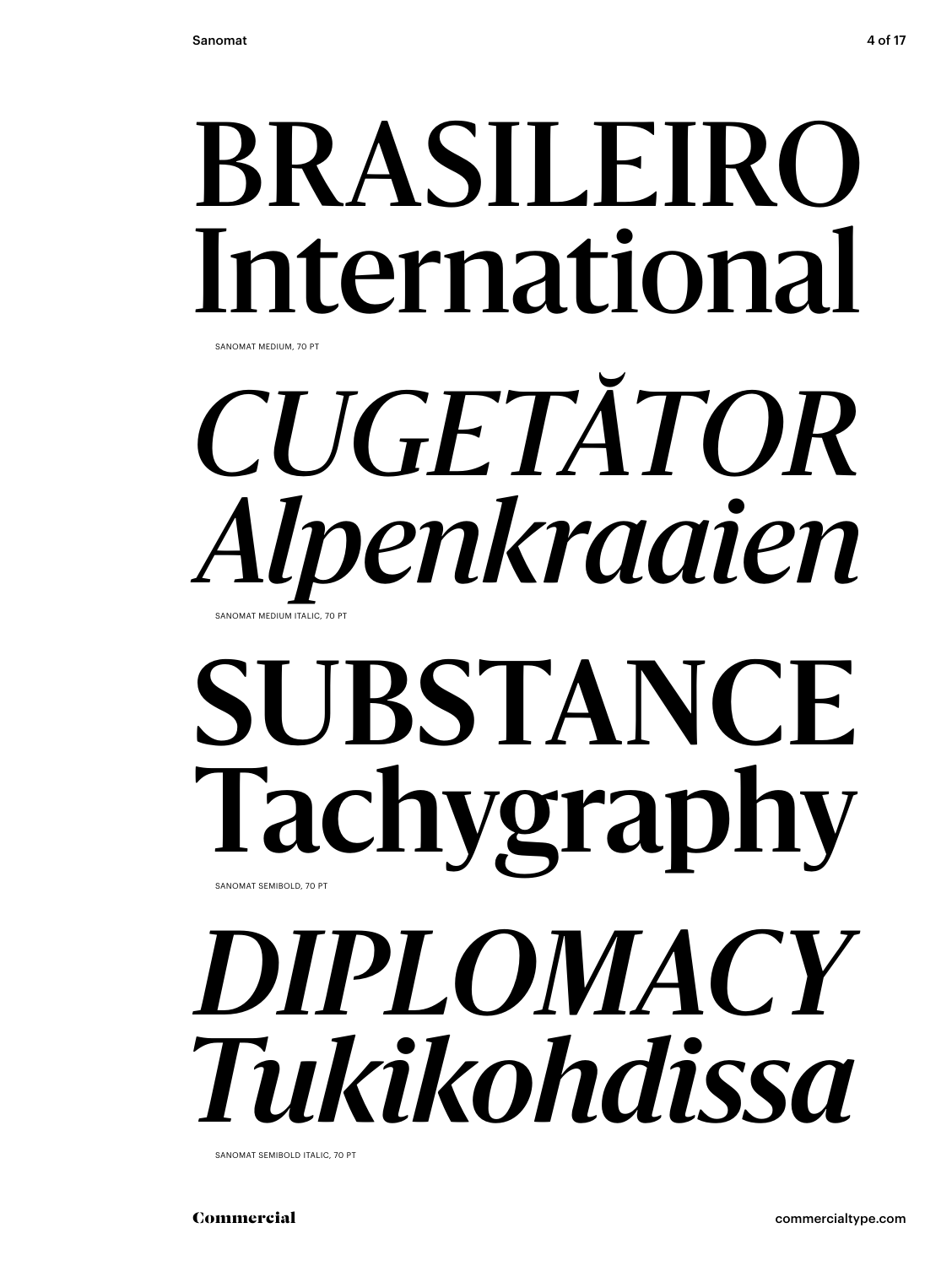BRASILEIRO
International

SANOMAT MEDIUM, 70 PT

*CUGETĂTOR*
*Alpenkraaien*

SANOMAT MEDIUM ITALIC, 70 PT

**SUBSTANCE**
**Tachygraphy**

SANOMAT SEMIBOLD, 70 PT

***DIPLOMACY***
***Tukikohdissa***

SANOMAT SEMIBOLD ITALIC, 70 PT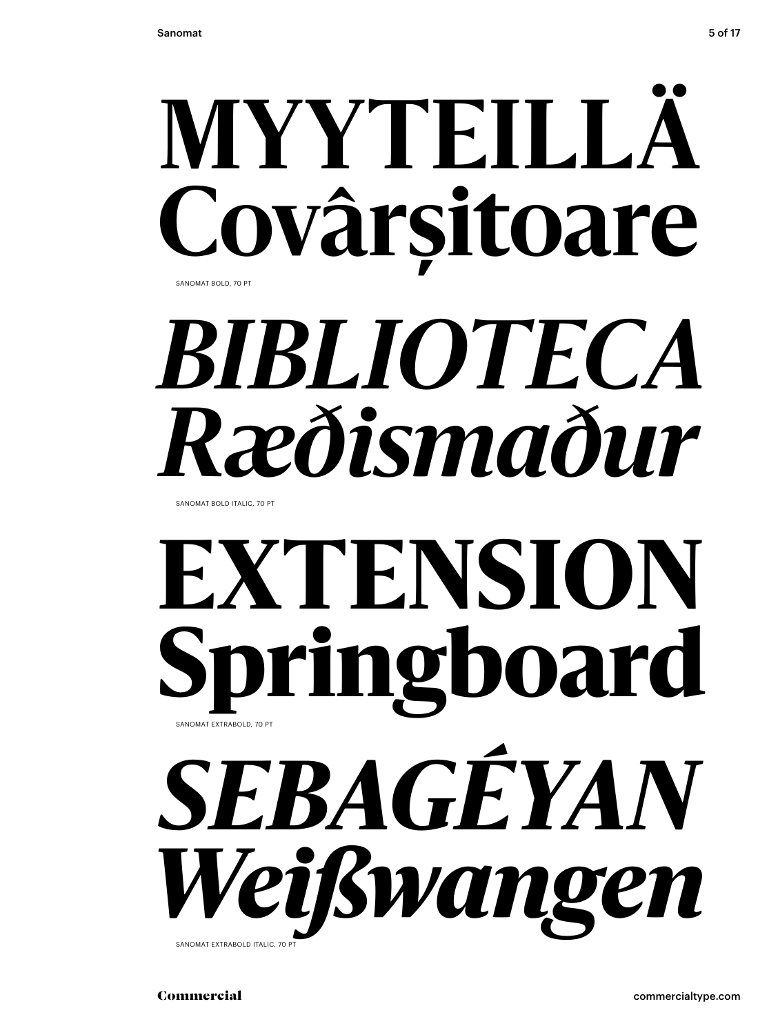MYYTEILLÄ
Covârșitoare

SANOMAT BOLD, 70 PT

*BIBLIOTECA*
*Ræðismaður*

SANOMAT BOLD ITALIC, 70 PT

EXTENSION
Springboard

SANOMAT EXTRABOLD, 70 PT

*SEBAGÉYAN*
*Weißwangen*

SANOMAT EXTRABOLD ITALIC, 70 PT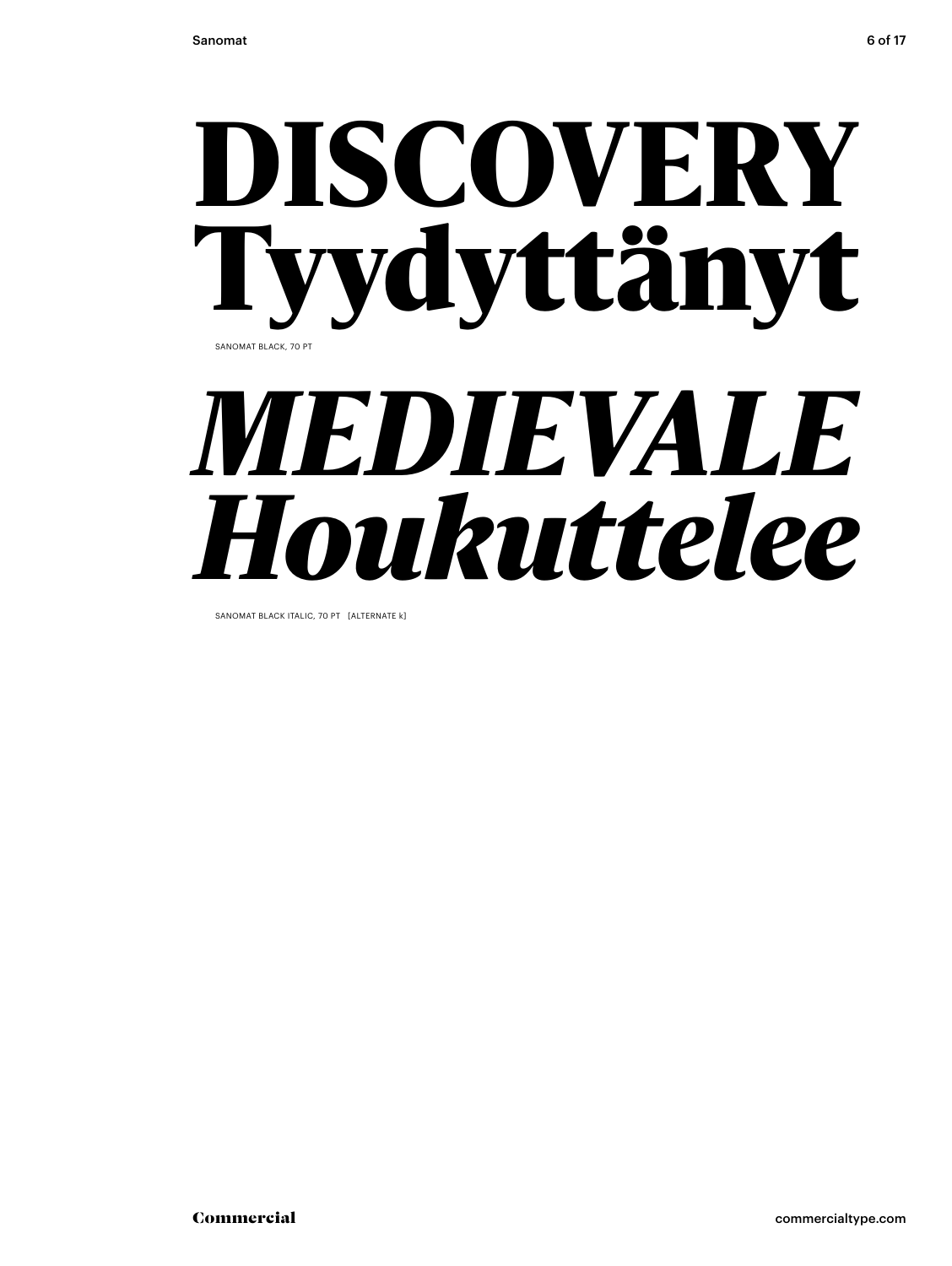# DISCOVERY Tyydyttänyt

SANOMAT BLACK, 70 PT

# *MEDIEVALE Houkuttelee*

SANOMAT BLACK ITALIC, 70 PT [ALTERNATE k]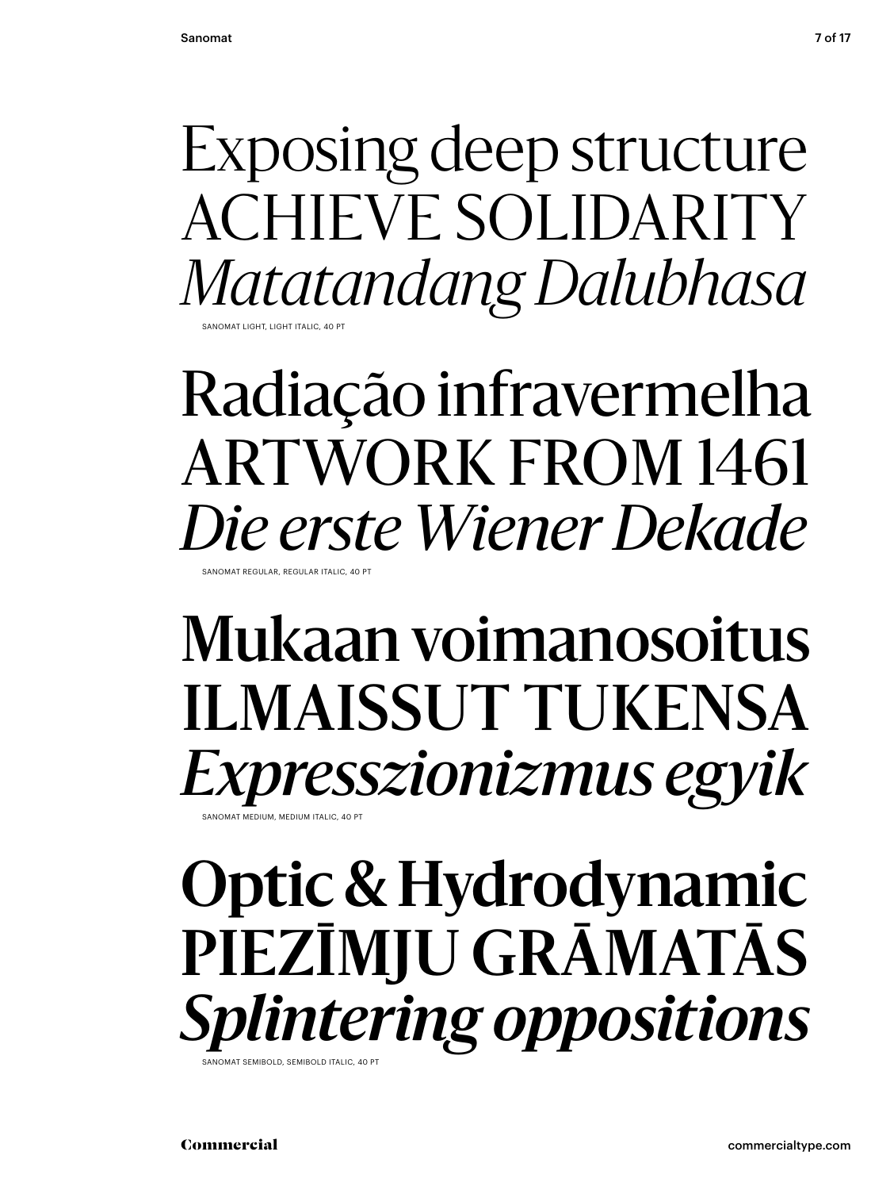Exposing deep structure
ACHIEVE SOLIDARITY
*Matatandang Dalubhasa*

SANOMAT LIGHT, LIGHT ITALIC, 40 PT

Radiação infravermelha
ARTWORK FROM 1461
*Die erste Wiener Dekade*

SANOMAT REGULAR, REGULAR ITALIC, 40 PT

Mukaan voimanosoitus
ILMAISSUT TUKENSA
*Expresszionizmus egyik*

SANOMAT MEDIUM, MEDIUM ITALIC, 40 PT

**Optic & Hydrodynamic**
**PIEZĪMJU GRĀMATĀS**
***Splintering oppositions***

SANOMAT SEMIBOLD, SEMIBOLD ITALIC, 40 PT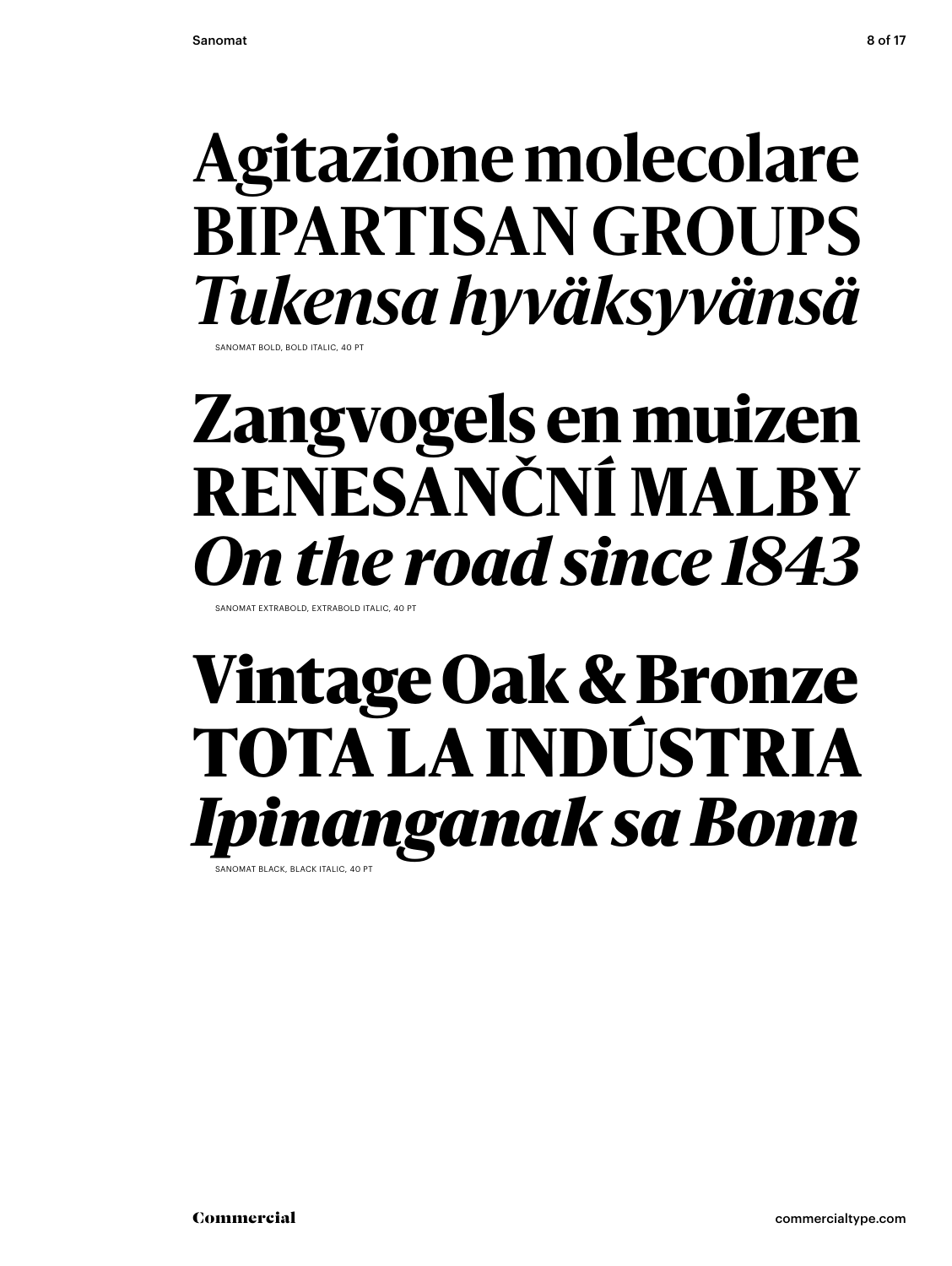**Agitazione molecolare**
**BIPARTISAN GROUPS**
***Tukensa hyväksyvänsä***

SANOMAT BOLD, BOLD ITALIC, 40 PT

**Zangvogels en muizen**
**RENESANČNÍ MALBY**
***On the road since 1843***

SANOMAT EXTRABOLD, EXTRABOLD ITALIC, 40 PT

**Vintage Oak & Bronze**
**TOTA LA INDÚSTRIA**
***Ipinanganak sa Bonn***

SANOMAT BLACK, BLACK ITALIC, 40 PT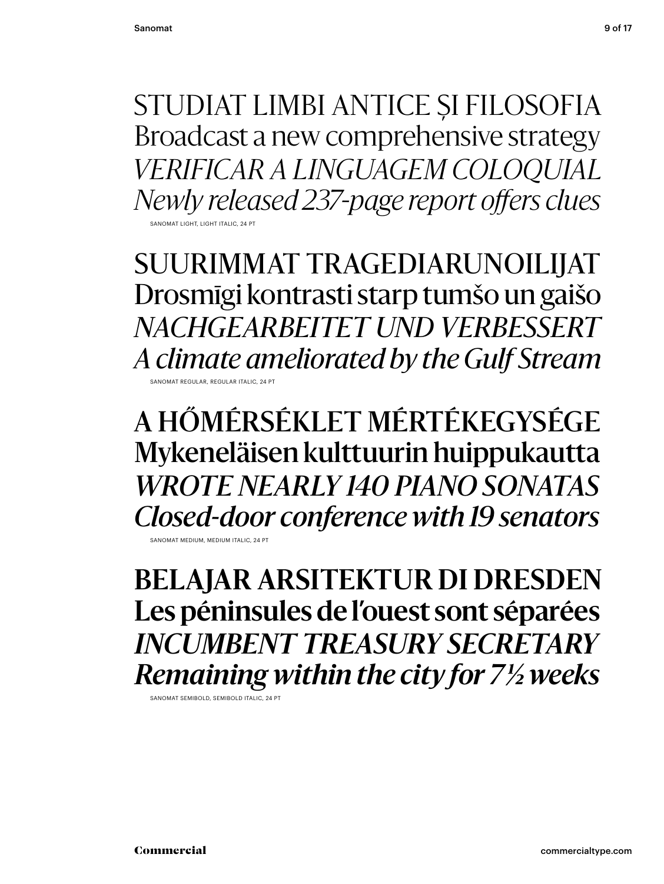STUDIAT LIMBI ANTICE ȘI FILOSOFIA
Broadcast a new comprehensive strategy
*VERIFICAR A LINGUAGEM COLOQUIAL*
*Newly released 237-page report offers clues*

SANOMAT LIGHT, LIGHT ITALIC, 24 PT

SUURIMMAT TRAGEDIARUNOILIJAT
Drosmīgi kontrasti starp tumšo un gaišo
*NACHGEARBEITET UND VERBESSERT*
*A climate ameliorated by the Gulf Stream*

SANOMAT REGULAR, REGULAR ITALIC, 24 PT

A HŐMÉRSÉKLET MÉRTÉKEGYSÉGE
Mykeneläisen kulttuurin huippukautta
*WROTE NEARLY 140 PIANO SONATAS*
*Closed-door conference with 19 senators*

SANOMAT MEDIUM, MEDIUM ITALIC, 24 PT

**BELAJAR ARSITEKTUR DI DRESDEN**
**Les péninsules de l'ouest sont séparées**
***INCUMBENT TREASURY SECRETARY***
***Remaining within the city for 7½ weeks***

SANOMAT SEMIBOLD, SEMIBOLD ITALIC, 24 PT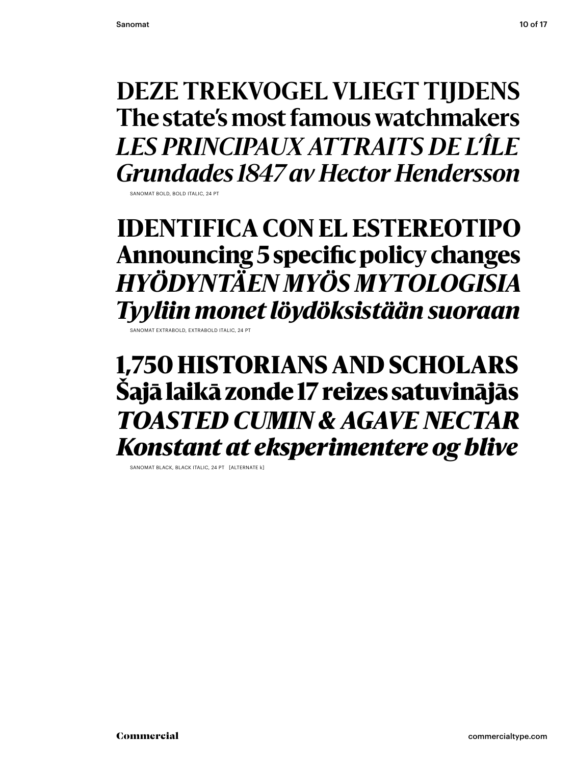**DEZE TREKVOGEL VLIEGT TIJDENS**
**The state's most famous watchmakers**
***LES PRINCIPAUX ATTRAITS DE L'ÎLE***
***Grundades 1847 av Hector Hendersson***

SANOMAT BOLD, BOLD ITALIC, 24 PT

**IDENTIFICA CON EL ESTEREOTIPO**
**Announcing 5 specific policy changes**
***HYÖDYNTÄEN MYÖS MYTOLOGISIA***
***Tyyliin monet löydöksistään suoraan***

SANOMAT EXTRABOLD, EXTRABOLD ITALIC, 24 PT

**1,750 HISTORIANS AND SCHOLARS**
**Šajā laikā zonde 17 reizes satuvinājās**
***TOASTED CUMIN & AGAVE NECTAR***
***Konstant at eksperimentere og blive***

SANOMAT BLACK, BLACK ITALIC, 24 PT [ALTERNATE k]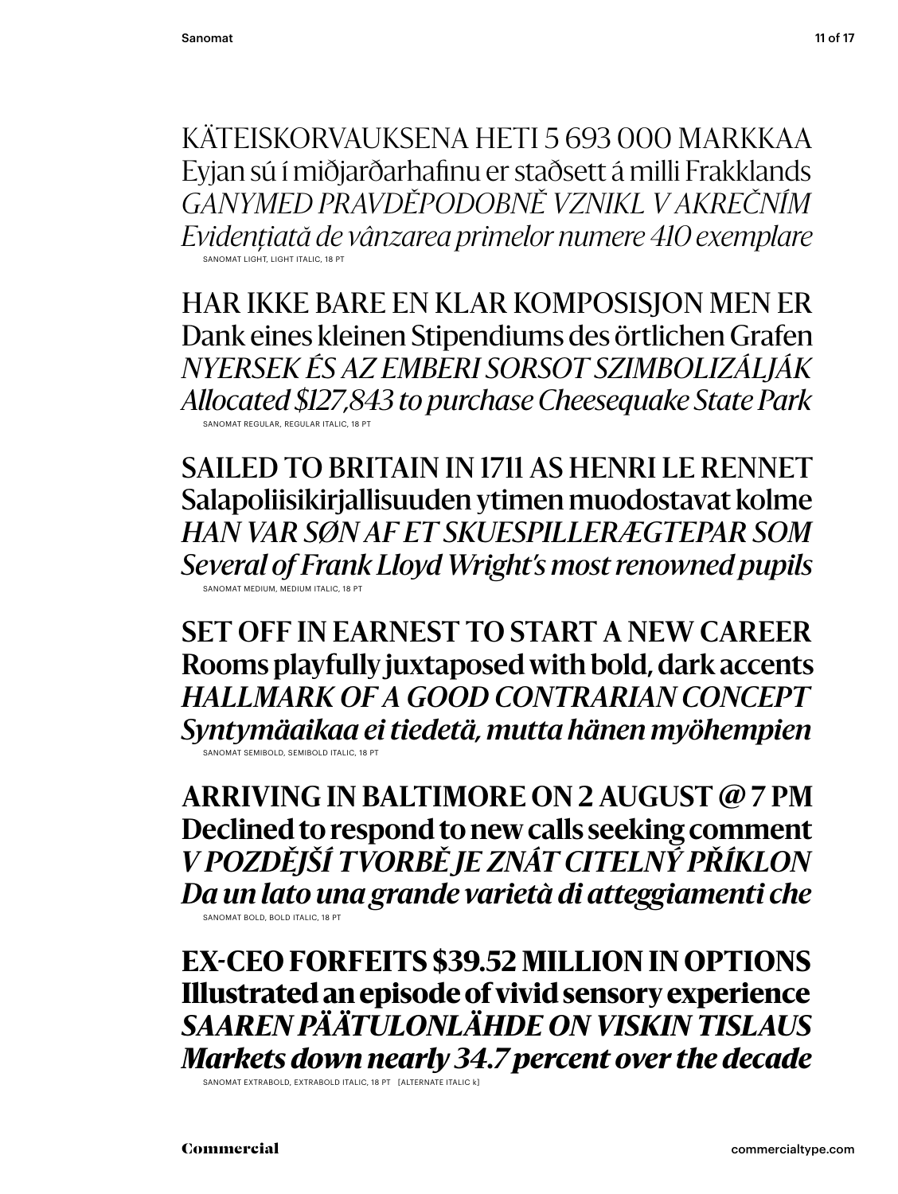KÄTEISKORVAUKSENA HETI 5 693 000 MARKKAA
Eyjan sú í miðjarðarhafinu er staðsett á milli Frakklands
*GANYMED PRAVDĚPODOBNĚ VZNIKL V AKREČNÍM*
*Evidențiată de vânzarea primelor numere 410 exemplare*

SANOMAT LIGHT, LIGHT ITALIC, 18 PT

HAR IKKE BARE EN KLAR KOMPOSISJON MEN ER
Dank eines kleinen Stipendiums des örtlichen Grafen
*NYERSEK ÉS AZ EMBERI SORSOT SZIMBOLIZÁLJÁK*
*Allocated $127,843 to purchase Cheesequake State Park*

SANOMAT REGULAR, REGULAR ITALIC, 18 PT

SAILED TO BRITAIN IN 1711 AS HENRI LE RENNET
Salapoliisikirjallisuuden ytimen muodostavat kolme
*HAN VAR SØN AF ET SKUESPILLERÆGTEPAR SOM*
*Several of Frank Lloyd Wright's most renowned pupils*

SANOMAT MEDIUM, MEDIUM ITALIC, 18 PT

**SET OFF IN EARNEST TO START A NEW CAREER**
**Rooms playfully juxtaposed with bold, dark accents**
***HALLMARK OF A GOOD CONTRARIAN CONCEPT***
***Syntymäaikaa ei tiedetä, mutta hänen myöhempien***

SANOMAT SEMIBOLD, SEMIBOLD ITALIC, 18 PT

**ARRIVING IN BALTIMORE ON 2 AUGUST @ 7 PM**
**Declined to respond to new calls seeking comment**
***V POZDĚJŠÍ TVORBĚ JE ZNÁT CITELNÝ PŘÍKLON***
***Da un lato una grande varietà di atteggiamenti che***

SANOMAT BOLD, BOLD ITALIC, 18 PT

**EX-CEO FORFEITS $39.52 MILLION IN OPTIONS**
**Illustrated an episode of vivid sensory experience**
***SAAREN PÄÄTULONLÄHDE ON VISKIN TISLAUS***
***Markets down nearly 34.7 percent over the decade***

SANOMAT EXTRABOLD, EXTRABOLD ITALIC, 18 PT [ALTERNATE ITALIC k]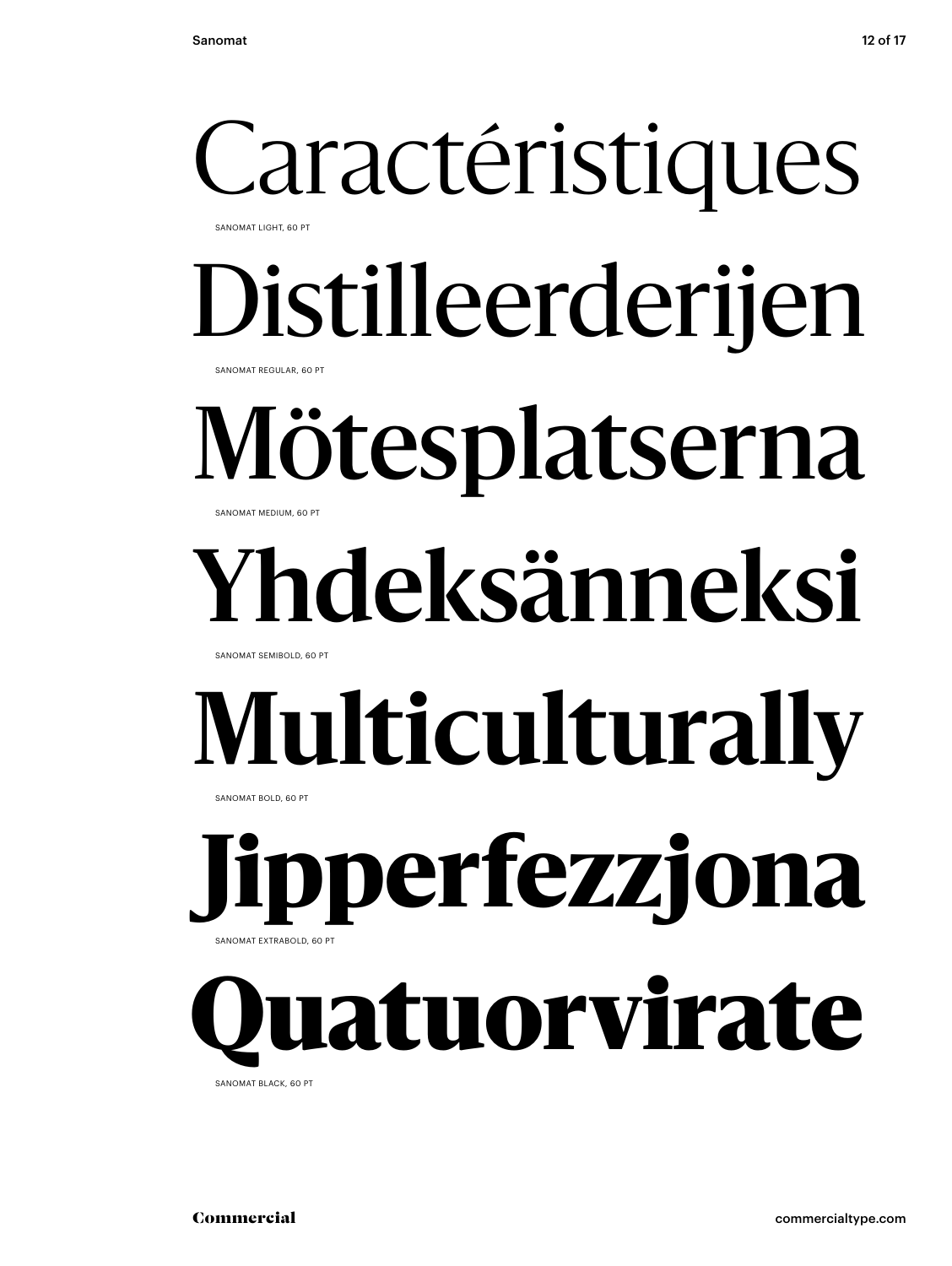Caractéristiques

SANOMAT LIGHT, 60 PT

Distilleerderijen

SANOMAT REGULAR, 60 PT

Mötesplatserna

SANOMAT MEDIUM, 60 PT

**Yhdeksänneksi**

SANOMAT SEMIBOLD, 60 PT

**Multiculturally**

SANOMAT BOLD, 60 PT

**Jipperfezzjona**

SANOMAT EXTRABOLD, 60 PT

**Quatuorvirate**

SANOMAT BLACK, 60 PT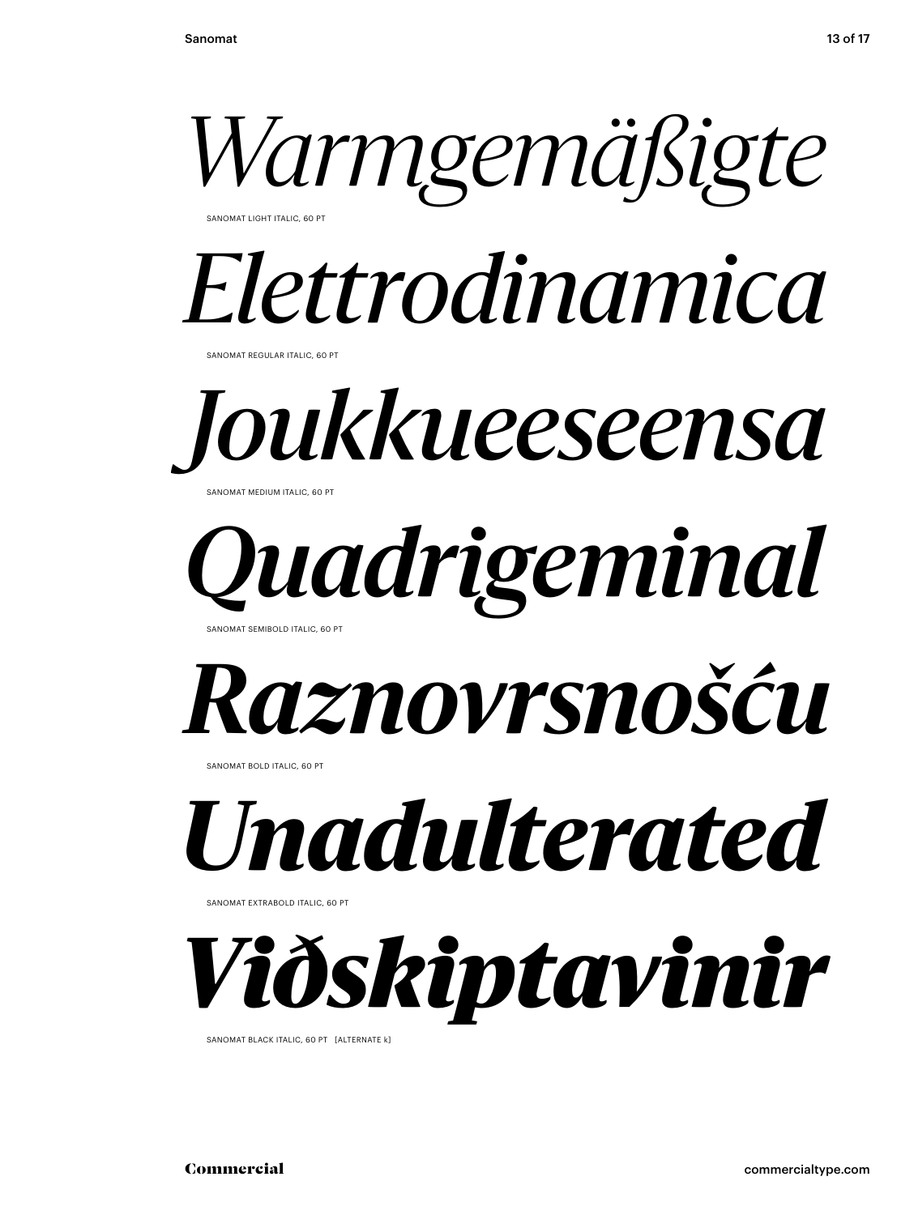*Warmgemäßigte*

SANOMAT LIGHT ITALIC, 60 PT

*Elettrodinamica*

SANOMAT REGULAR ITALIC, 60 PT

*Joukkueeseensa*

SANOMAT MEDIUM ITALIC, 60 PT

*Quadrigeminal*

SANOMAT SEMIBOLD ITALIC, 60 PT

***Raznovrsnošću***

SANOMAT BOLD ITALIC, 60 PT

***Unadulterated***

SANOMAT EXTRABOLD ITALIC, 60 PT

***Viðskiptavinir***

SANOMAT BLACK ITALIC, 60 PT [ALTERNATE k]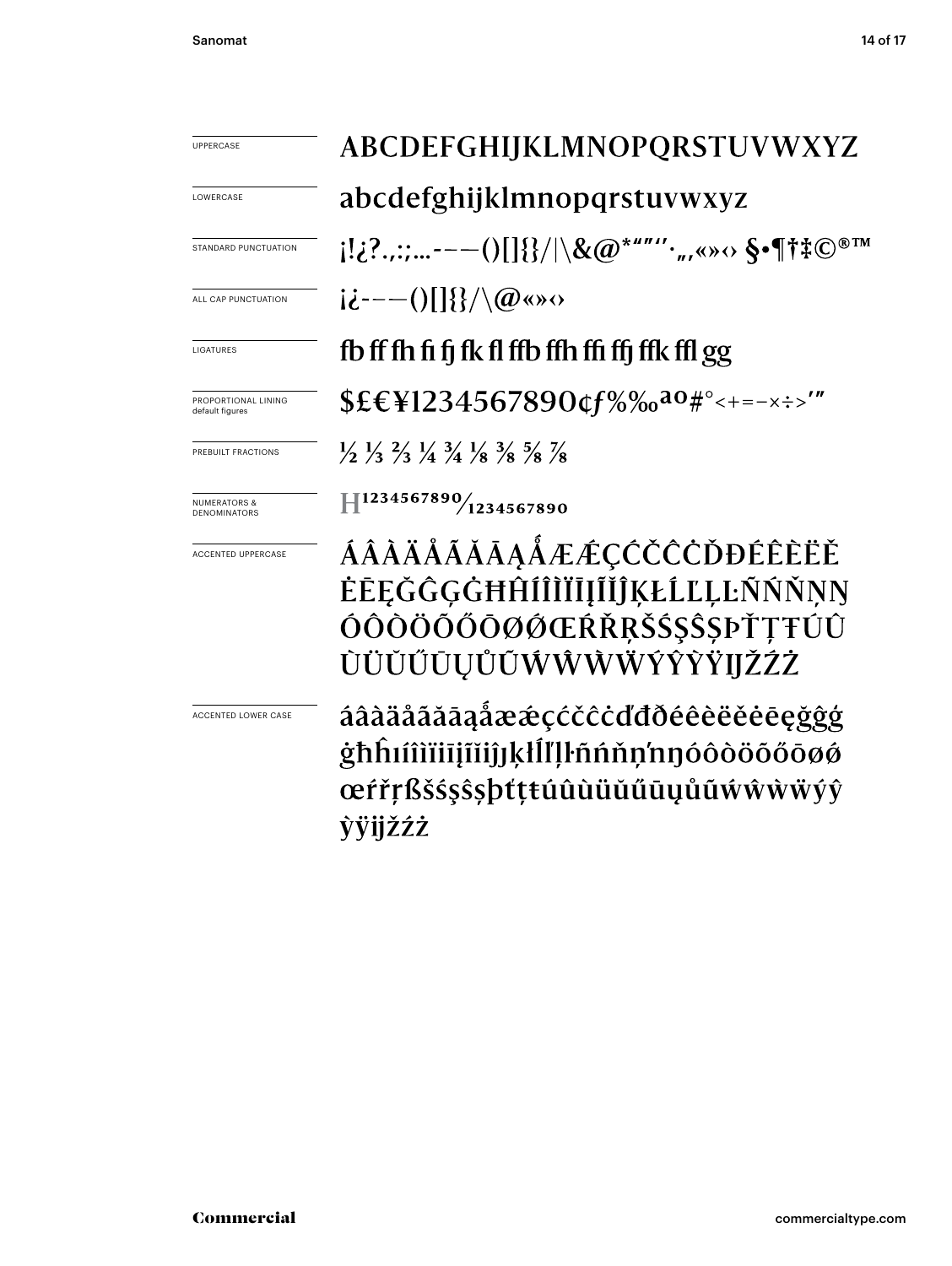| | |
|---|---|
| UPPERCASE | ABCDEFGHIJKLMNOPQRSTUVWXYZ |
| LOWERCASE | abcdefghijklmnopqrstuvwxyz |
| STANDARD PUNCTUATION | ¡!¿?.,:;…‐–—()[]{}/\|\&@*"”‘’·„‚«»‹› §•¶†‡©®™ |
| ALL CAP PUNCTUATION | ¡¿‐–—()[]{}/\@«»‹› |
| LIGATURES | fb ff fh fi fj fk fl ffb ffh ffi ffj ffk ffl gg |
| PROPORTIONAL LINING default figures | $£€¥1234567890¢ƒ%‰ªº#°<+=−×÷>′″ |
| PREBUILT FRACTIONS | ½ ⅓ ⅔ ¼ ¾ ⅛ ⅜ ⅝ ⅞ |
| NUMERATORS & DENOMINATORS | H¹²³⁴⁵⁶⁷⁸⁹⁰⁄₁₂₃₄₅₆₇₈₉₀ |
| ACCENTED UPPERCASE | ÁÂÀÄÅÃĂĀĄǺÆǼÇĆČĈĊĎĐÉÊÈËĚĖĒĘĞĜĢĠĦĤÍÎÌÏĪĮĨĬĴĶŁĹĽĻĿÑŃŇŅŊÓÔÒÖÕŐŌØǾŒŔŘŖŠŚŞŜȘÞŤŢŦÚÛÙÜŬŰŪŲŮŨẂŴẀẄÝŶỲŸĲŽŹŻ |
| ACCENTED LOWER CASE | áâàäåãăāąǻæǽçćčĉċďđðéêèëěėēęğĝģġħĥıíîìïīįĩĭĵķłĺľļŀñńňņŉŋóôòöõőōøǿœŕřŗßšśşŝșþťţŧúûùüŭűūųůũẃŵẁẅýŷỳÿĳžźż |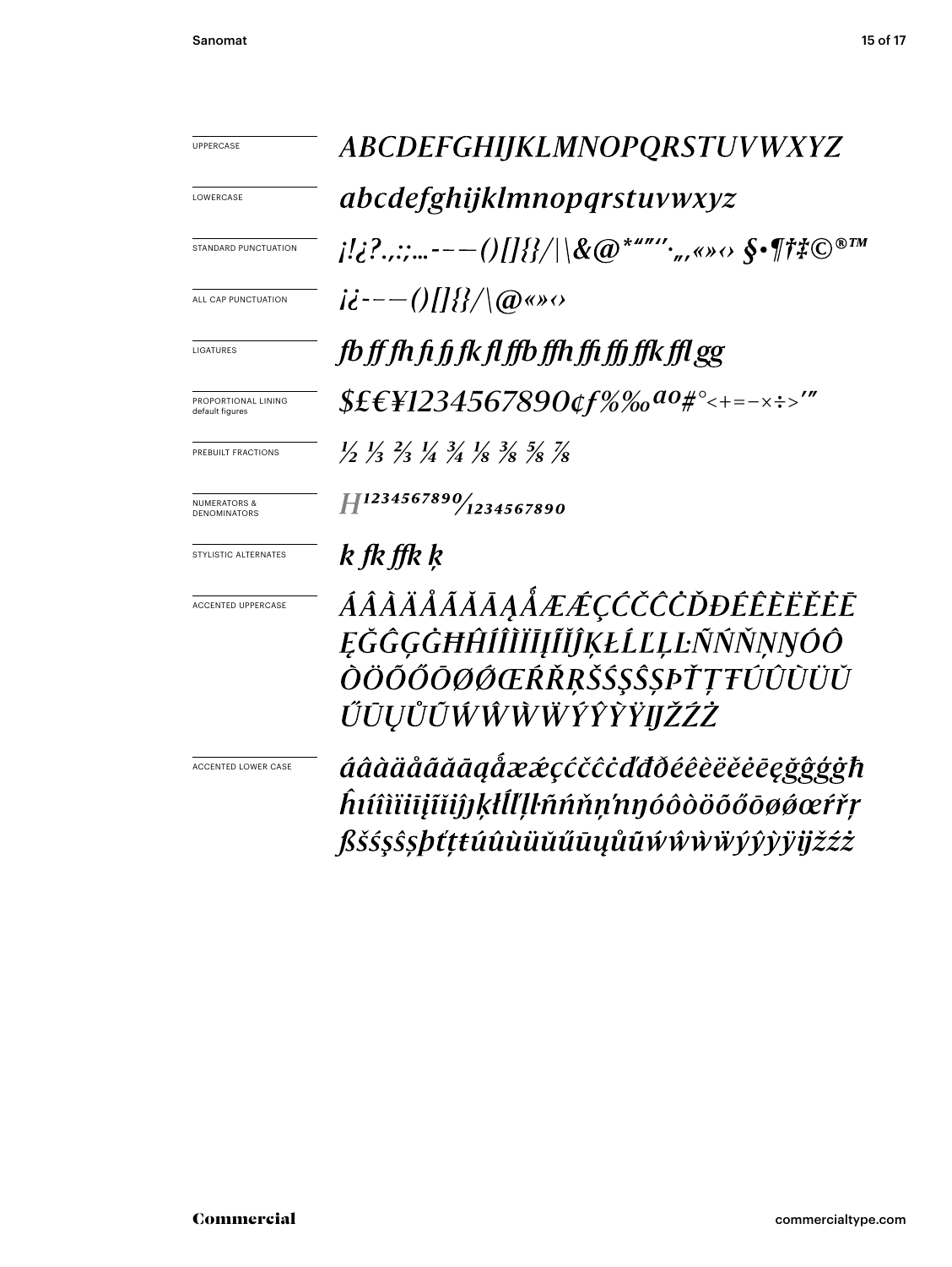| | |
|---|---|
| UPPERCASE | *ABCDEFGHIJKLMNOPQRSTUVWXYZ* |
| LOWERCASE | *abcdefghijklmnopqrstuvwxyz* |
| STANDARD PUNCTUATION | *¡!¿?.,:;...-–—()[]{}/|\&@*"",'·„‚«»‹› §•¶†‡©®™* |
| ALL CAP PUNCTUATION | *¡¿-–—()[]{}/\@«»‹›* |
| LIGATURES | *fb ff fh fi fj fk fl ffb ffh ffi ffj ffk ffl gg* |
| PROPORTIONAL LINING default figures | *$£€¥1234567890¢ƒ%‰ªº#°<+=−×÷>′″* |
| PREBUILT FRACTIONS | *½ ⅓ ⅔ ¼ ¾ ⅛ ⅜ ⅝ ⅞* |
| NUMERATORS & DENOMINATORS | *H¹²³⁴⁵⁶⁷⁸⁹⁰⁄₁₂₃₄₅₆₇₈₉₀* |
| STYLISTIC ALTERNATES | *k fk ffk ķ* |
| ACCENTED UPPERCASE | *ÁÂÀÄÅÃĂĀĄǺÆǼÇĆČĈĊĎĐÉÊÈËĚĖĒĘĞĜĢĠĦĤÍÎÌÏĪĮĨĬĴĶŁĹĽĻĿÑŃŇŅŊÓÔÒÖÕŐŌØǾŒŔŘŖŠŚŞŜȘÞŤŢŦÚÛÙÜŬŰŪŲŮŨẂŴẀẄÝŶỲŸĲŽŹŻ* |
| ACCENTED LOWER CASE | *áâàäåãăāąǻæǽçćčĉċďđðéêèëěėēęğĝģġħĥıíîìïīįĩĭĵķłĺľļŀñńňņŉŋóôòöõőōøǿœŕřŗßšśşŝșþťţŧúûùüŭűūųůũẃŵẁẅýŷỳÿĳžźż* |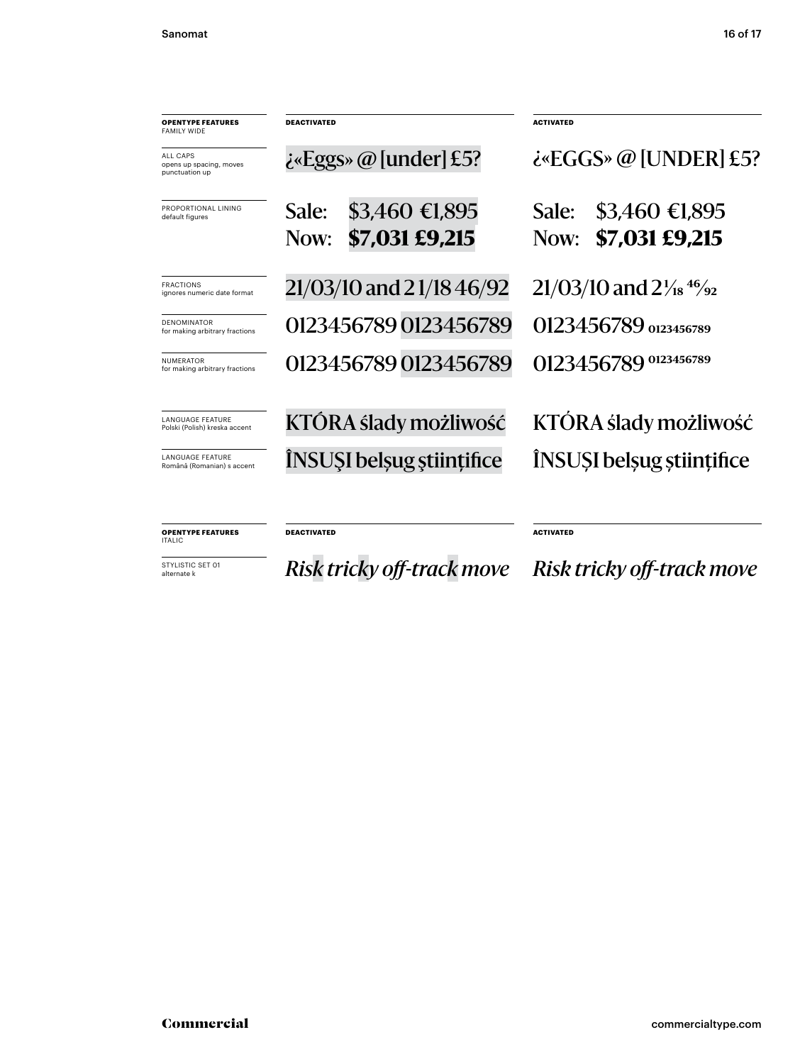| OPENTYPE FEATURES FAMILY WIDE | DEACTIVATED | ACTIVATED |
|---|---|---|
| ALL CAPS opens up spacing, moves punctuation up | ¿«Eggs» @ [under] £5? | ¿«EGGS» @ [UNDER] £5? |
| PROPORTIONAL LINING default figures | Sale: $3,460 €1,895<br>Now: **$7,031 £9,215** | Sale: $3,460 €1,895<br>Now: **$7,031 £9,215** |
| FRACTIONS ignores numeric date format | 21/03/10 and 2 1/18 46/92 | 21/03/10 and 2 1⁄18 46⁄92 |
| DENOMINATOR for making arbitrary fractions | 0123456789 0123456789 | 0123456789 0123456789 |
| NUMERATOR for making arbitrary fractions | 0123456789 0123456789 | 0123456789 0123456789 |
| LANGUAGE FEATURE Polski (Polish) kreska accent | KTÓRA ślady możliwość | KTÓRA ślady możliwość |
| LANGUAGE FEATURE Română (Romanian) s accent | ÎNSUŞI belşug ştiinţifice | ÎNSUȘI belșug științifice |

| OPENTYPE FEATURES ITALIC | DEACTIVATED | ACTIVATED |
|---|---|---|
| STYLISTIC SET 01 alternate k | *Risk tricky off-track move* | *Risk tricky off-track move* |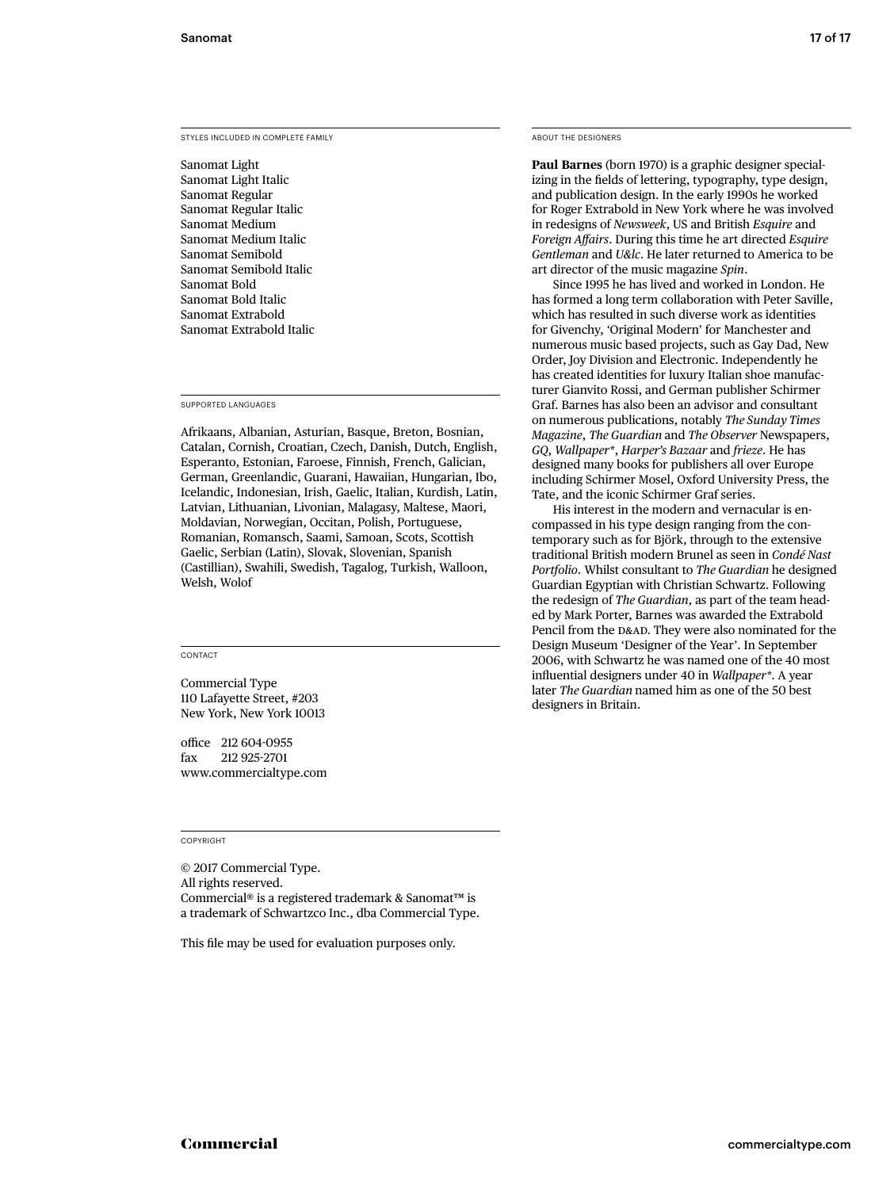## STYLES INCLUDED IN COMPLETE FAMILY

Sanomat Light
Sanomat Light Italic
Sanomat Regular
Sanomat Regular Italic
Sanomat Medium
Sanomat Medium Italic
Sanomat Semibold
Sanomat Semibold Italic
Sanomat Bold
Sanomat Bold Italic
Sanomat Extrabold
Sanomat Extrabold Italic

## SUPPORTED LANGUAGES

Afrikaans, Albanian, Asturian, Basque, Breton, Bosnian, Catalan, Cornish, Croatian, Czech, Danish, Dutch, English, Esperanto, Estonian, Faroese, Finnish, French, Galician, German, Greenlandic, Guarani, Hawaiian, Hungarian, Ibo, Icelandic, Indonesian, Irish, Gaelic, Italian, Kurdish, Latin, Latvian, Lithuanian, Livonian, Malagasy, Maltese, Maori, Moldavian, Norwegian, Occitan, Polish, Portuguese, Romanian, Romansch, Saami, Samoan, Scots, Scottish Gaelic, Serbian (Latin), Slovak, Slovenian, Spanish (Castillian), Swahili, Swedish, Tagalog, Turkish, Walloon, Welsh, Wolof

## CONTACT

Commercial Type
110 Lafayette Street, #203
New York, New York 10013

office 212 604-0955
fax 212 925-2701
www.commercialtype.com

## COPYRIGHT

© 2017 Commercial Type.
All rights reserved.
Commercial® is a registered trademark & Sanomat™ is a trademark of Schwartzco Inc., dba Commercial Type.

This file may be used for evaluation purposes only.

## ABOUT THE DESIGNERS

**Paul Barnes** (born 1970) is a graphic designer specializing in the fields of lettering, typography, type design, and publication design. In the early 1990s he worked for Roger Extrabold in New York where he was involved in redesigns of *Newsweek*, US and British *Esquire* and *Foreign Affairs*. During this time he art directed *Esquire Gentleman* and *U&lc*. He later returned to America to be art director of the music magazine *Spin*.

Since 1995 he has lived and worked in London. He has formed a long term collaboration with Peter Saville, which has resulted in such diverse work as identities for Givenchy, 'Original Modern' for Manchester and numerous music based projects, such as Gay Dad, New Order, Joy Division and Electronic. Independently he has created identities for luxury Italian shoe manufacturer Gianvito Rossi, and German publisher Schirmer Graf. Barnes has also been an advisor and consultant on numerous publications, notably *The Sunday Times Magazine*, *The Guardian* and *The Observer* Newspapers, *GQ*, *Wallpaper**, *Harper's Bazaar* and *frieze*. He has designed many books for publishers all over Europe including Schirmer Mosel, Oxford University Press, the Tate, and the iconic Schirmer Graf series.

His interest in the modern and vernacular is encompassed in his type design ranging from the contemporary such as for Björk, through to the extensive traditional British modern Brunel as seen in *Condé Nast Portfolio*. Whilst consultant to *The Guardian* he designed Guardian Egyptian with Christian Schwartz. Following the redesign of *The Guardian*, as part of the team headed by Mark Porter, Barnes was awarded the Extrabold Pencil from the D&AD. They were also nominated for the Design Museum 'Designer of the Year'. In September 2006, with Schwartz he was named one of the 40 most influential designers under 40 in *Wallpaper**. A year later *The Guardian* named him as one of the 50 best designers in Britain.